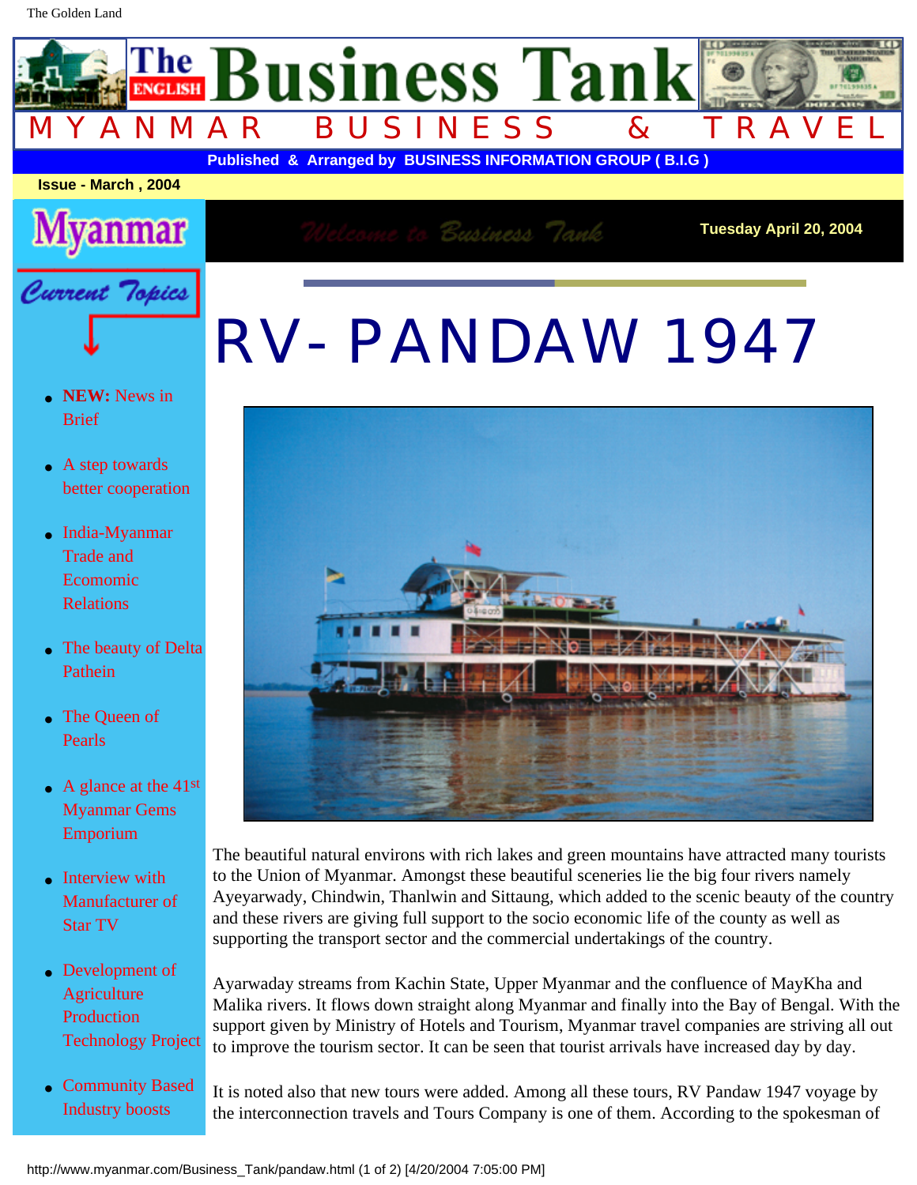The Business Tank

MYANMAR BUSINESS & TRAVEL

**Published & Arranged by BUSINESS INFORMATION GROUP ( B.I.G )**

**Issue - March , 2004**

**Tuesday April 20, 2004**

Myanmar

Current Topics

- **NEW:** News in Brief
- A step towards better cooperation
- India-Myanmar Trade and Ecomomic Relations
- The beauty of Delta Pathein
- The Queen of Pearls
- A glance at the 41st Myanmar Gems Emporium
- Interview with Manufacturer of Star TV
- Development of Agriculture Production Technology Project
- Community Based Industry boosts

# RV- PANDAW 1947

The beautiful natural environs with rich lakes and green mountains have attracted many tourists to the Union of Myanmar. Amongst these beautiful sceneries lie the big four rivers namely Ayeyarwady, Chindwin, Thanlwin and Sittaung, which added to the scenic beauty of the country and these rivers are giving full support to the socio economic life of the county as well as supporting the transport sector and the commercial undertakings of the country.

Ayarwaday streams from Kachin State, Upper Myanmar and the confluence of MayKha and Malika rivers. It flows down straight along Myanmar and finally into the Bay of Bengal. With the support given by Ministry of Hotels and Tourism, Myanmar travel companies are striving all out to improve the tourism sector. It can be seen that tourist arrivals have increased day by day.

It is noted also that new tours were added. Among all these tours, RV Pandaw 1947 voyage by the interconnection travels and Tours Company is one of them. According to the spokesman of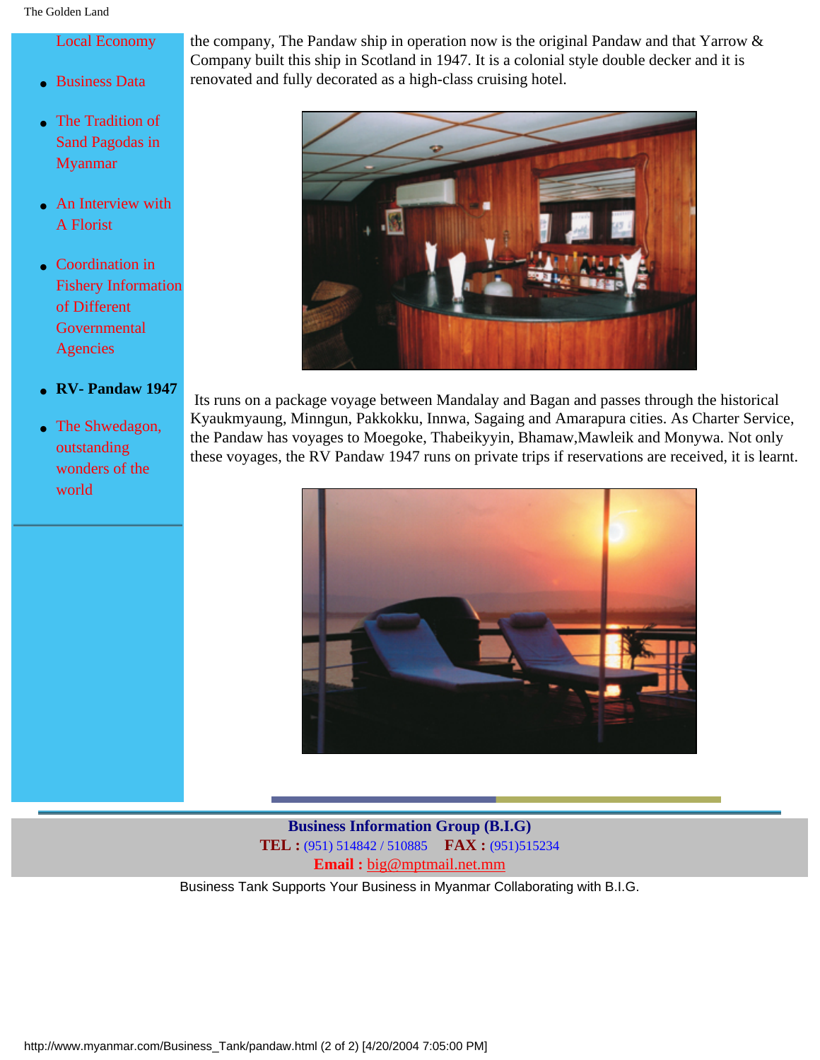- Local Economy
- Business Data
- The Tradition of Sand Pagodas in Myanmar
- An Interview with A Florist
- Coordination in Fishery Information of Different Governmental Agencies
- **RV- Pandaw 1947**
- The Shwedagon, outstanding wonders of the world

the company, The Pandaw ship in operation now is the original Pandaw and that Yarrow & Company built this ship in Scotland in 1947. It is a colonial style double decker and it is renovated and fully decorated as a high-class cruising hotel.

Its runs on a package voyage between Mandalay and Bagan and passes through the historical Kyaukmyaung, Minngun, Pakkokku, Innwa, Sagaing and Amarapura cities. As Charter Service, the Pandaw has voyages to Moegoke, Thabeikyyin, Bhamaw,Mawleik and Monywa. Not only these voyages, the RV Pandaw 1947 runs on private trips if reservations are received, it is learnt.

**Business Information Group (B.I.G)**
**TEL :** (951) 514842 / 510885 **FAX :** (951)515234
**Email :** big@mptmail.net.mm

Business Tank Supports Your Business in Myanmar Collaborating with B.I.G.